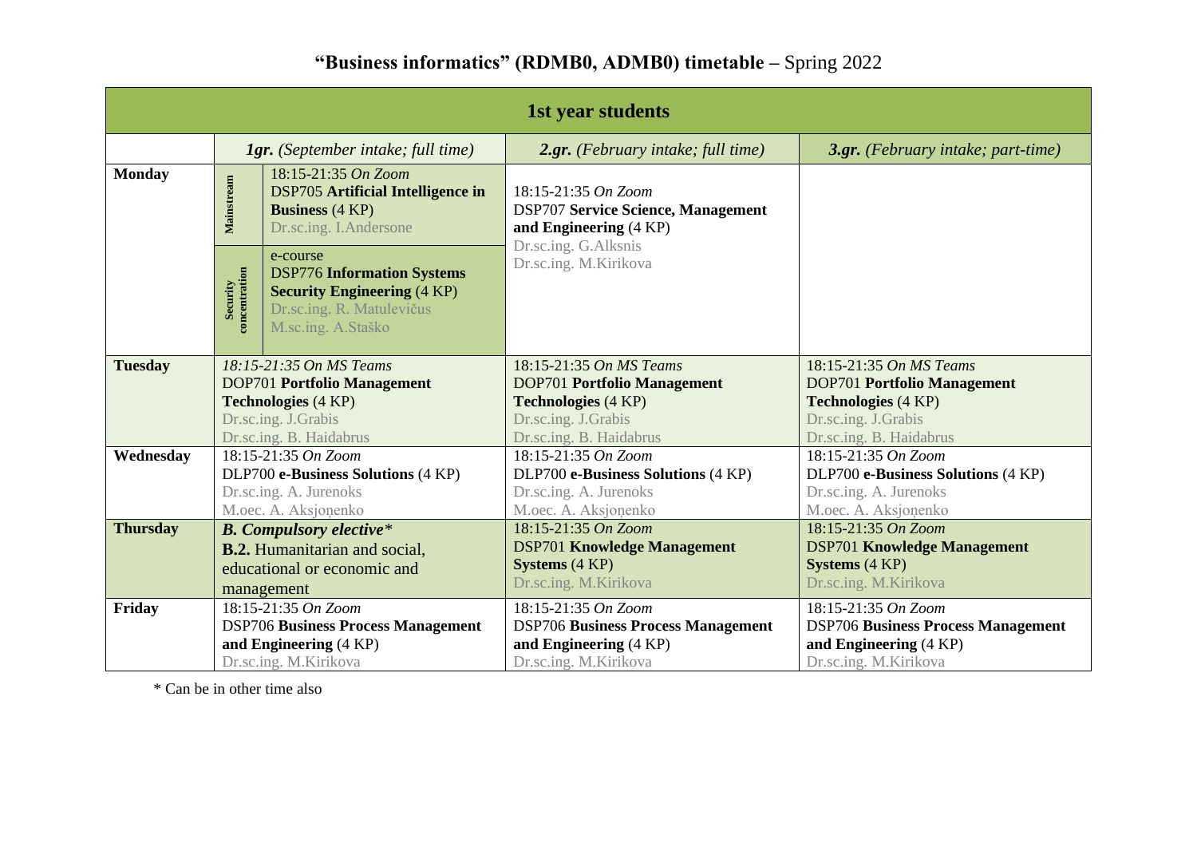# "Business informatics" (RDMB0, ADMB0) timetable – Spring 2022

| 1st year students | | | | |
|---|---|---|---|---|
| | ***1gr.*** *(September intake; full time)* | | ***2.gr.*** *(February intake; full time)* | ***3.gr.*** *(February intake; part-time)* |
| **Monday** | Mainstream | 18:15-21:35 *On Zoom* DSP705 **Artificial Intelligence in Business** (4 KP) Dr.sc.ing. I.Andersone | 18:15-21:35 *On Zoom* DSP707 **Service Science, Management and Engineering** (4 KP) Dr.sc.ing. G.Alksnis Dr.sc.ing. M.Kirikova | |
| | Security concentration | e-course DSP776 **Information Systems Security Engineering** (4 KP) Dr.sc.ing. R. Matulevičus M.sc.ing. A.Staško | | |
| **Tuesday** | *18:15-21:35 On MS Teams* DOP701 **Portfolio Management Technologies** (4 KP) Dr.sc.ing. J.Grabis Dr.sc.ing. B. Haidabrus | | 18:15-21:35 *On MS Teams* DOP701 **Portfolio Management Technologies** (4 KP) Dr.sc.ing. J.Grabis Dr.sc.ing. B. Haidabrus | 18:15-21:35 *On MS Teams* DOP701 **Portfolio Management Technologies** (4 KP) Dr.sc.ing. J.Grabis Dr.sc.ing. B. Haidabrus |
| **Wednesday** | 18:15-21:35 *On Zoom* DLP700 **e-Business Solutions** (4 KP) Dr.sc.ing. A. Jurenoks M.oec. A. Aksjoņenko | | 18:15-21:35 *On Zoom* DLP700 **e-Business Solutions** (4 KP) Dr.sc.ing. A. Jurenoks M.oec. A. Aksjoņenko | 18:15-21:35 *On Zoom* DLP700 **e-Business Solutions** (4 KP) Dr.sc.ing. A. Jurenoks M.oec. A. Aksjoņenko |
| **Thursday** | ***B. Compulsory elective**** **B.2.** Humanitarian and social, educational or economic and management | | 18:15-21:35 *On Zoom* DSP701 **Knowledge Management Systems** (4 KP) Dr.sc.ing. M.Kirikova | 18:15-21:35 *On Zoom* DSP701 **Knowledge Management Systems** (4 KP) Dr.sc.ing. M.Kirikova |
| **Friday** | 18:15-21:35 *On Zoom* DSP706 **Business Process Management and Engineering** (4 KP) Dr.sc.ing. M.Kirikova | | 18:15-21:35 *On Zoom* DSP706 **Business Process Management and Engineering** (4 KP) Dr.sc.ing. M.Kirikova | 18:15-21:35 *On Zoom* DSP706 **Business Process Management and Engineering** (4 KP) Dr.sc.ing. M.Kirikova |

* Can be in other time also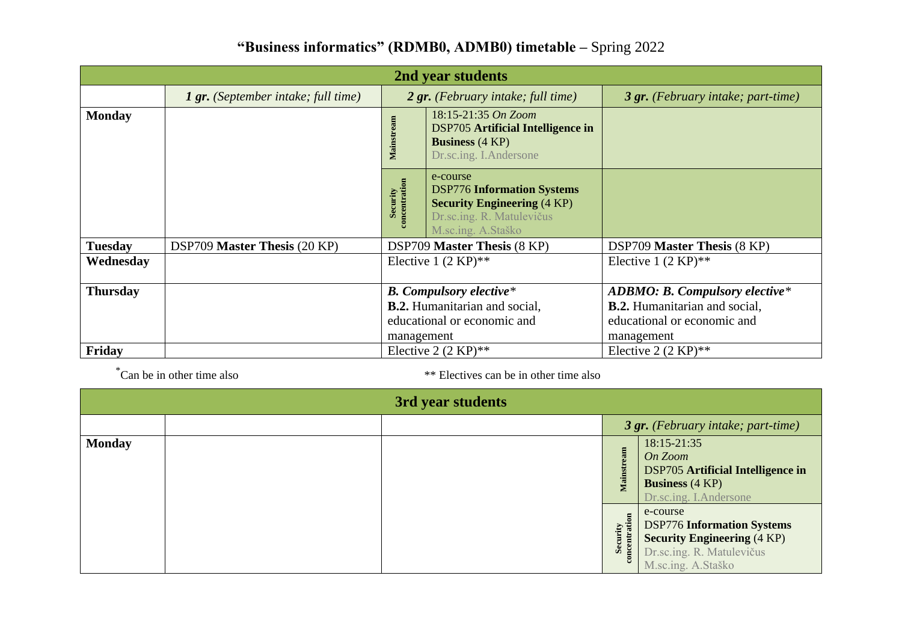## "Business informatics" (RDMB0, ADMB0) timetable – Spring 2022

| 2nd year students | | | | | |
|---|---|---|---|---|---|
| | ***1 gr.*** *(September intake; full time)* | ***2 gr.*** *(February intake; full time)* | | ***3 gr.*** *(February intake; part-time)* | |
| **Monday** | | Mainstream | 18:15-21:35 *On Zoom* DSP705 **Artificial Intelligence in Business** (4 KP) Dr.sc.ing. I.Andersone | | |
| | | Security concentration | e-course DSP776 **Information Systems Security Engineering** (4 KP) Dr.sc.ing. R. Matulevičus M.sc.ing. A.Staško | | |
| **Tuesday** | DSP709 **Master Thesis** (20 KP) | DSP709 **Master Thesis** (8 KP) | | DSP709 **Master Thesis** (8 KP) | |
| **Wednesday** | | Elective 1 (2 KP)** | | Elective 1 (2 KP)** | |
| **Thursday** | | ***B. Compulsory elective**** **B.2.** Humanitarian and social, educational or economic and management | | ***ADBMO: B. Compulsory elective**** **B.2.** Humanitarian and social, educational or economic and management | |
| **Friday** | | Elective 2 (2 KP)** | | Elective 2 (2 KP)** | |

*Can be in other time also

** Electives can be in other time also

| 3rd year students | | | | |
|---|---|---|---|---|
| | | | ***3 gr.*** *(February intake; part-time)* | |
| **Monday** | | | Mainstream | 18:15-21:35 *On Zoom* DSP705 **Artificial Intelligence in Business** (4 KP) Dr.sc.ing. I.Andersone |
| | | | Security concentration | e-course DSP776 **Information Systems Security Engineering** (4 KP) Dr.sc.ing. R. Matulevičus M.sc.ing. A.Staško |